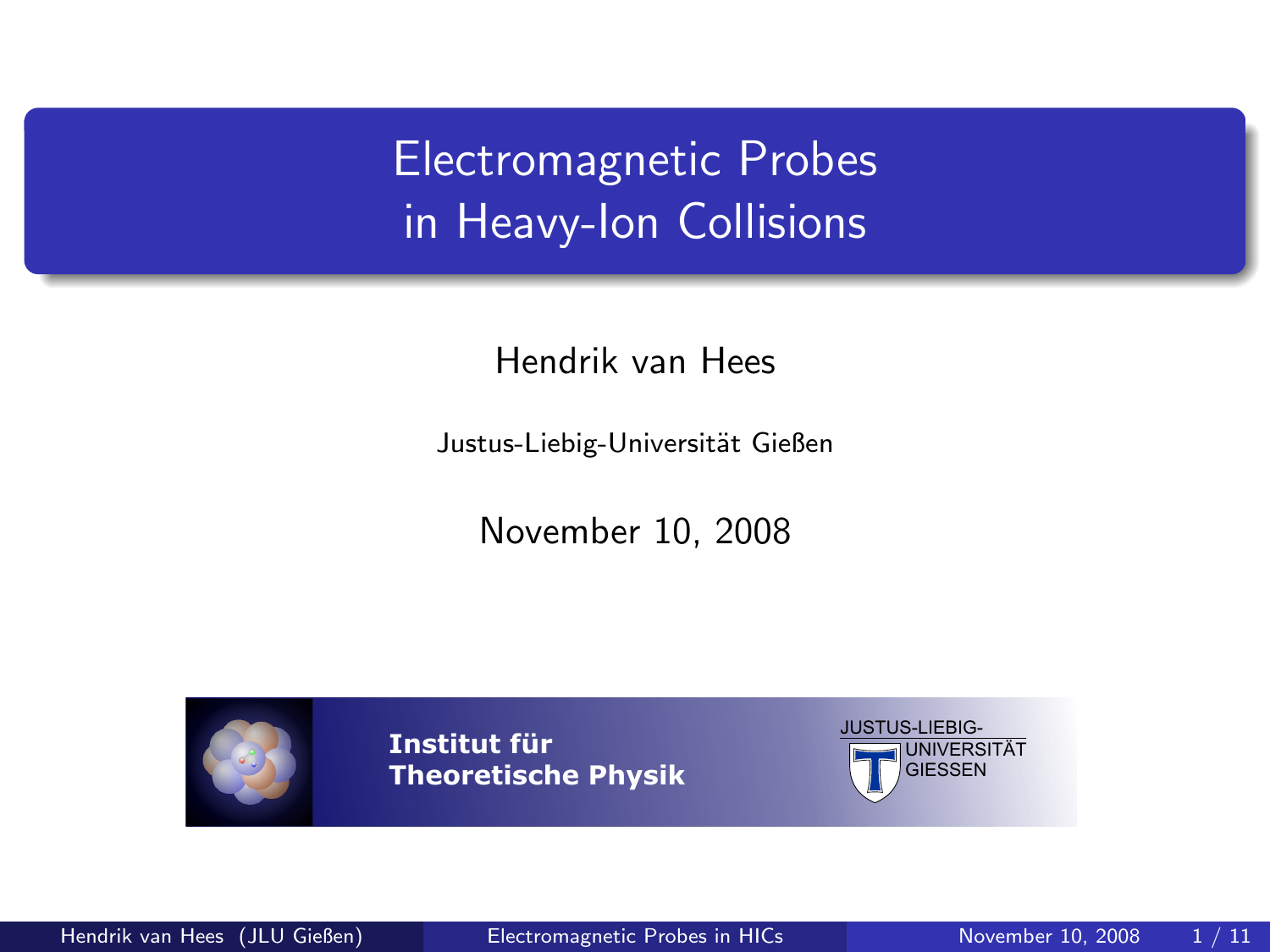# Electromagnetic Probes in Heavy-Ion Collisions

Hendrik van Hees

Justus-Liebig-Universität Gießen

November 10, 2008

**Institut für Theoretische Physik**

JUSTUS-LIEBIG-UNIVERSITÄT GIESSEN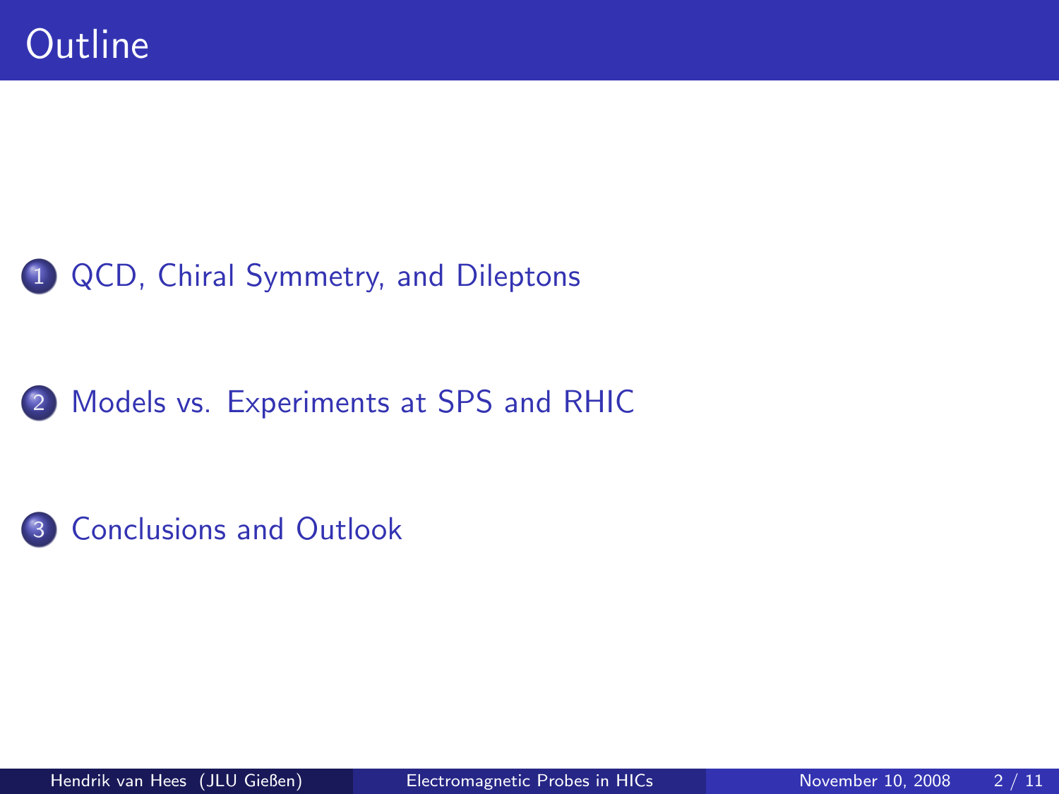# Outline

1. QCD, Chiral Symmetry, and Dileptons
2. Models vs. Experiments at SPS and RHIC
3. Conclusions and Outlook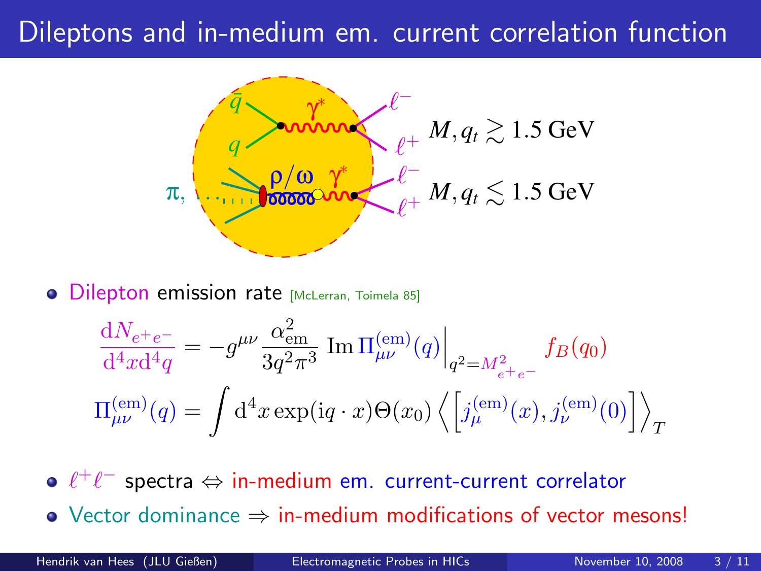# Dileptons and in-medium em. current correlation function

$M, q_t \gtrsim 1.5$ GeV

$M, q_t \lesssim 1.5$ GeV

- Dilepton emission rate [McLerran, Toimela 85]

$$\frac{\mathrm{d}N_{e^+e^-}}{\mathrm{d}^4x\mathrm{d}^4q} = -g^{\mu\nu}\frac{\alpha_{\text{em}}^2}{3q^2\pi^3}\,\mathrm{Im}\,\Pi_{\mu\nu}^{(\text{em})}(q)\bigg|_{q^2=M_{e^+e^-}^2} f_B(q_0)$$

$$\Pi_{\mu\nu}^{(\text{em})}(q) = \int \mathrm{d}^4x \exp(\mathrm{i}q\cdot x)\Theta(x_0)\left\langle\left[j_\mu^{(\text{em})}(x), j_\nu^{(\text{em})}(0)\right]\right\rangle_T$$

- $\ell^+\ell^-$ spectra $\Leftrightarrow$ in-medium em. current-current correlator
- Vector dominance $\Rightarrow$ in-medium modifications of vector mesons!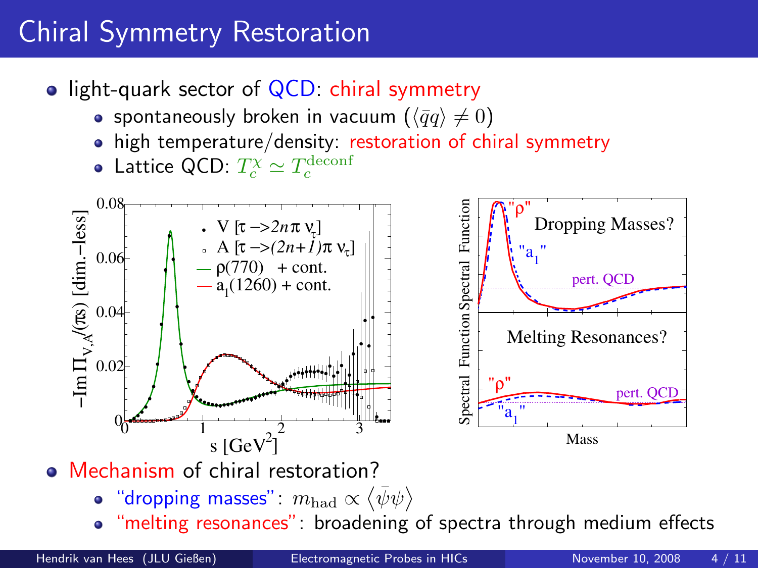# Chiral Symmetry Restoration

- light-quark sector of QCD: chiral symmetry
  - spontaneously broken in vacuum ($\langle \bar{q}q \rangle \neq 0$)
  - high temperature/density: restoration of chiral symmetry
  - Lattice QCD: $T_c^{\chi} \simeq T_c^{\text{deconf}}$

- Mechanism of chiral restoration?
  - "dropping masses": $m_{\text{had}} \propto \langle \bar{\psi}\psi \rangle$
  - "melting resonances": broadening of spectra through medium effects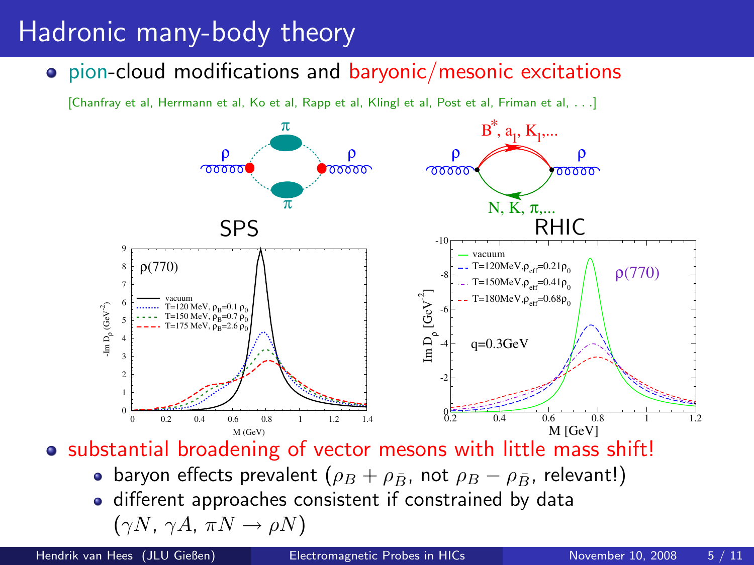# Hadronic many-body theory

- pion-cloud modifications and baryonic/mesonic excitations

  [Chanfray et al, Herrmann et al, Ko et al, Rapp et al, Klingl et al, Post et al, Friman et al, . . .]

SPS

RHIC

- substantial broadening of vector mesons with little mass shift!
  - baryon effects prevalent ($\rho_B + \rho_{\bar{B}}$, not $\rho_B - \rho_{\bar{B}}$, relevant!)
  - different approaches consistent if constrained by data ($\gamma N$, $\gamma A$, $\pi N \to \rho N$)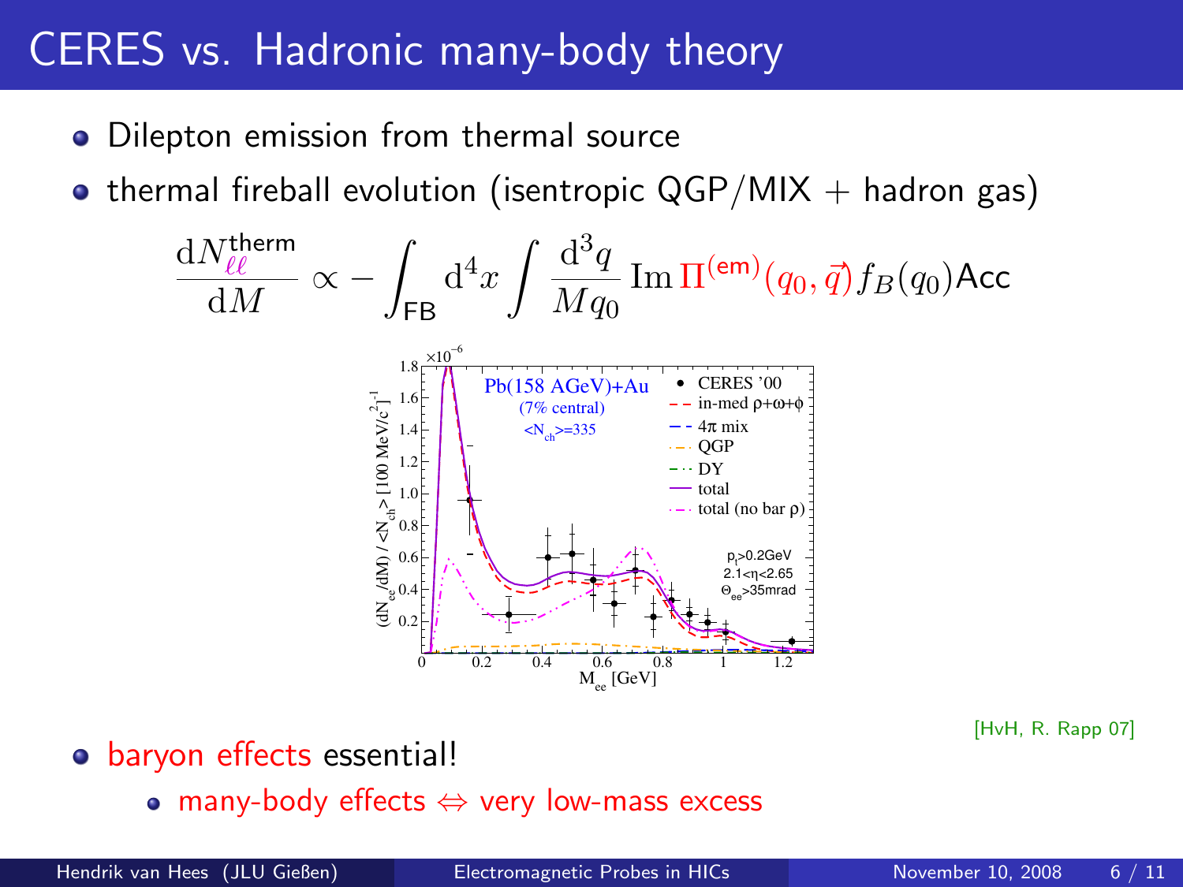# CERES vs. Hadronic many-body theory

- Dilepton emission from thermal source
- thermal fireball evolution (isentropic QGP/MIX + hadron gas)

$$\frac{\mathrm{d}N_{\ell\ell}^{\text{therm}}}{\mathrm{d}M} \propto -\int_{\text{FB}} \mathrm{d}^4 x \int \frac{\mathrm{d}^3 q}{M q_0} \operatorname{Im} \Pi^{(\text{em})}(q_0, \vec{q}) f_B(q_0) \text{Acc}$$

[HvH, R. Rapp 07]

- baryon effects essential!
  - many-body effects $\Leftrightarrow$ very low-mass excess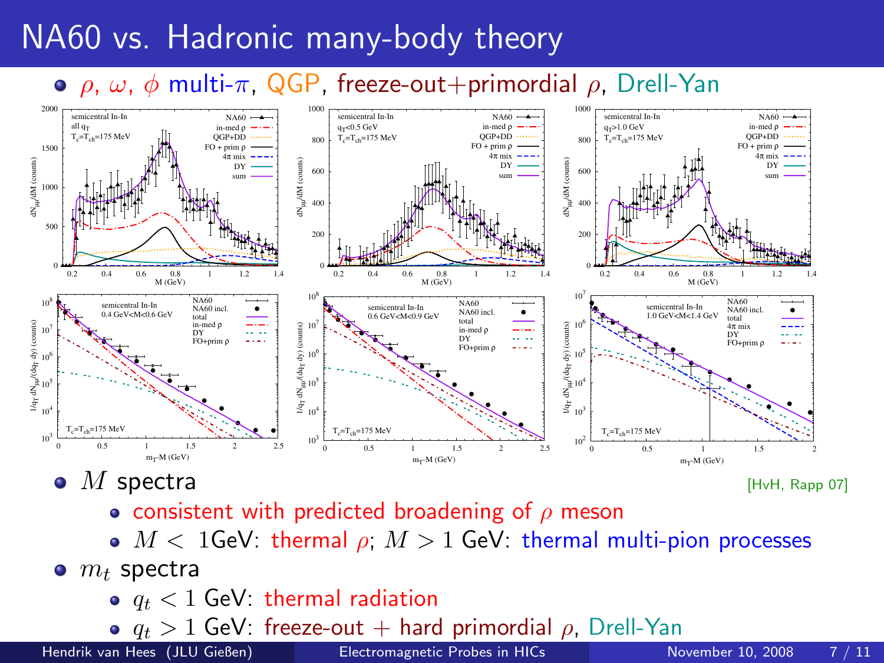# NA60 vs. Hadronic many-body theory

- $\rho$, $\omega$, $\phi$ multi-$\pi$, QGP, freeze-out+primordial $\rho$, Drell-Yan

- $M$ spectra [HvH, Rapp 07]
  - consistent with predicted broadening of $\rho$ meson
  - $M <$ 1GeV: thermal $\rho$; $M > 1$ GeV: thermal multi-pion processes
- $m_t$ spectra
  - $q_t < 1$ GeV: thermal radiation
  - $q_t > 1$ GeV: freeze-out + hard primordial $\rho$, Drell-Yan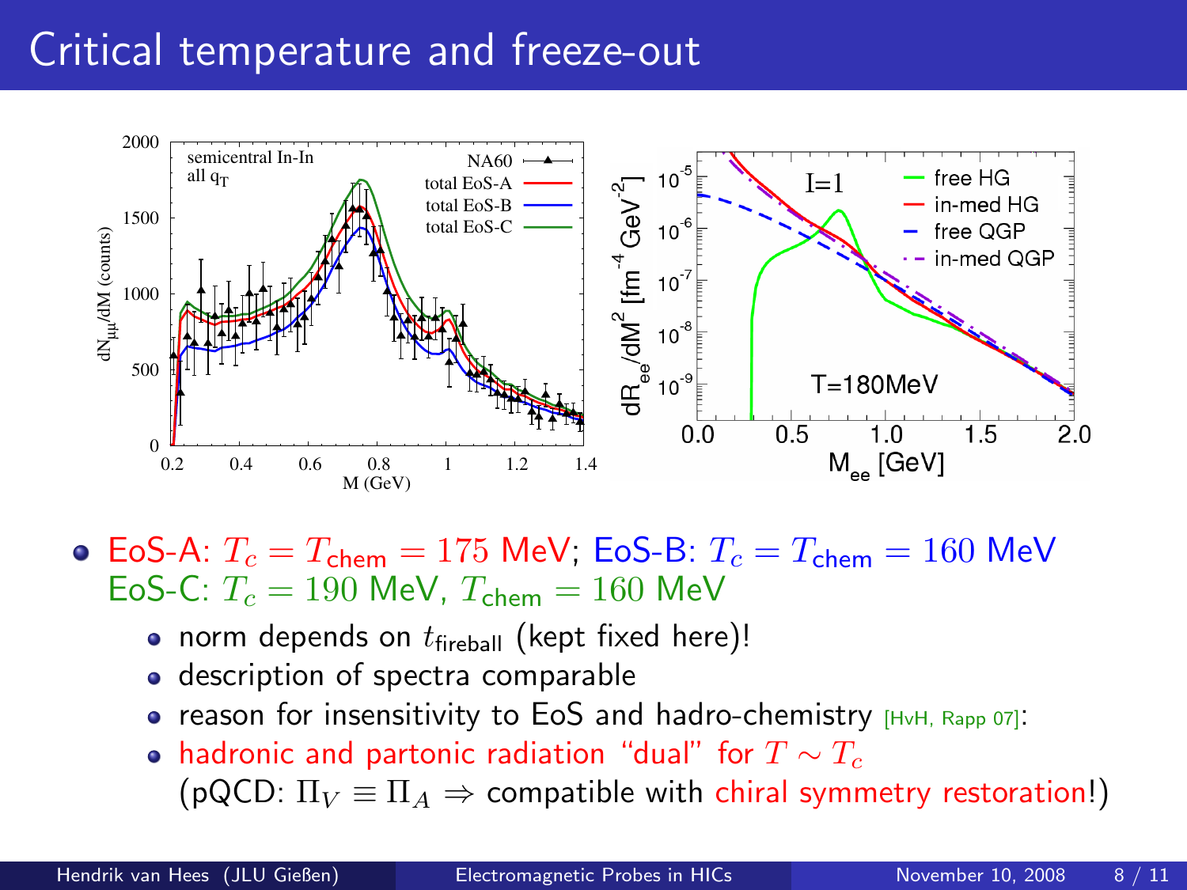# Critical temperature and freeze-out

- EoS-A: $T_c = T_{\text{chem}} = 175$ MeV; EoS-B: $T_c = T_{\text{chem}} = 160$ MeV
  EoS-C: $T_c = 190$ MeV, $T_{\text{chem}} = 160$ MeV
  - norm depends on $t_{\text{fireball}}$ (kept fixed here)!
  - description of spectra comparable
  - reason for insensitivity to EoS and hadro-chemistry [HvH, Rapp 07]:
  - hadronic and partonic radiation "dual" for $T \sim T_c$
    (pQCD: $\Pi_V \equiv \Pi_A \Rightarrow$ compatible with chiral symmetry restoration!)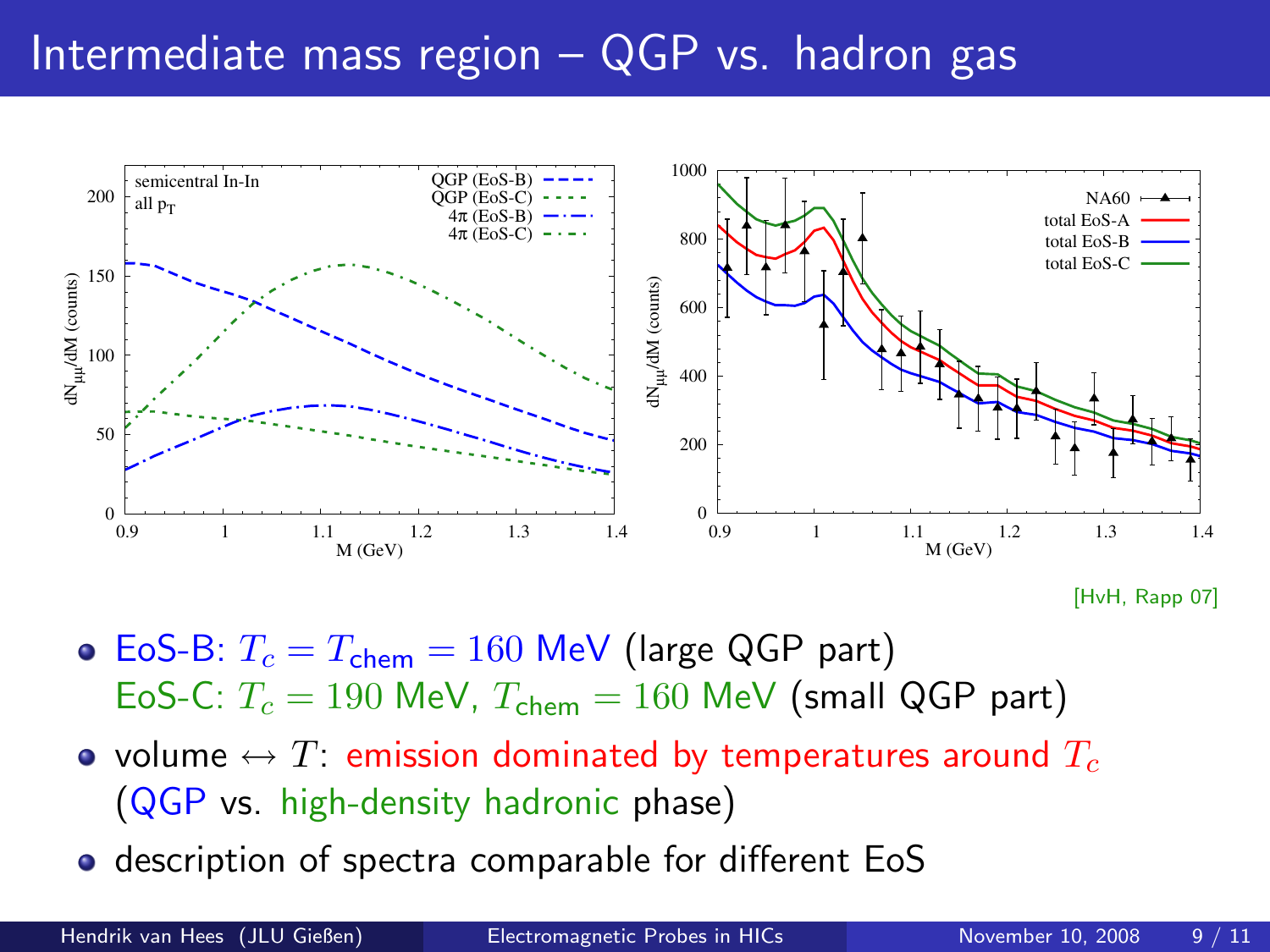# Intermediate mass region – QGP vs. hadron gas

[HvH, Rapp 07]

- EoS-B: $T_c = T_{\text{chem}} = 160$ MeV (large QGP part)
  EoS-C: $T_c = 190$ MeV, $T_{\text{chem}} = 160$ MeV (small QGP part)
- volume $\leftrightarrow T$: emission dominated by temperatures around $T_c$ (QGP vs. high-density hadronic phase)
- description of spectra comparable for different EoS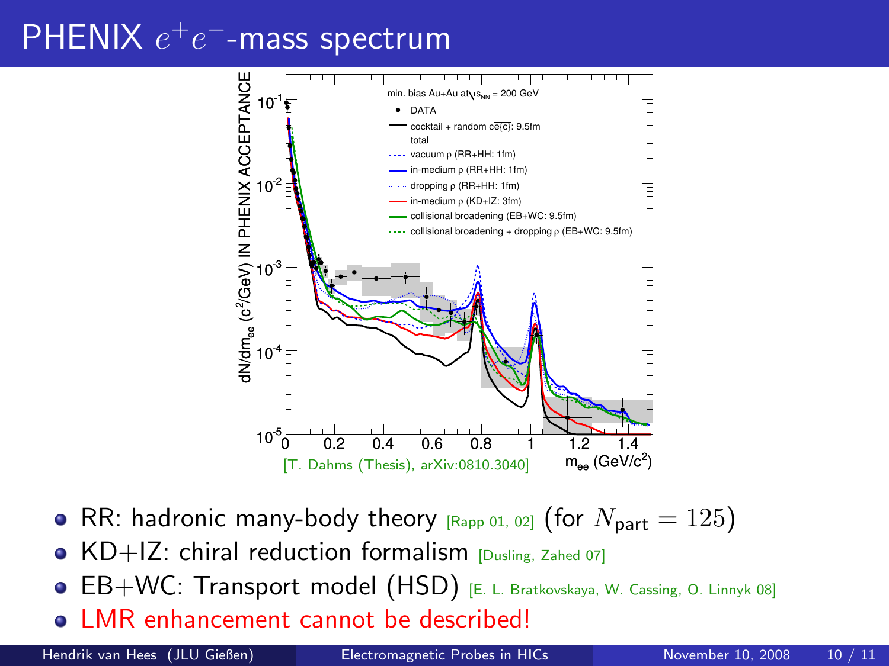# PHENIX $e^+e^-$-mass spectrum

[T. Dahms (Thesis), arXiv:0810.3040]

- RR: hadronic many-body theory [Rapp 01, 02] (for $N_{\text{part}} = 125$)
- KD+IZ: chiral reduction formalism [Dusling, Zahed 07]
- EB+WC: Transport model (HSD) [E. L. Bratkovskaya, W. Cassing, O. Linnyk 08]
- LMR enhancement cannot be described!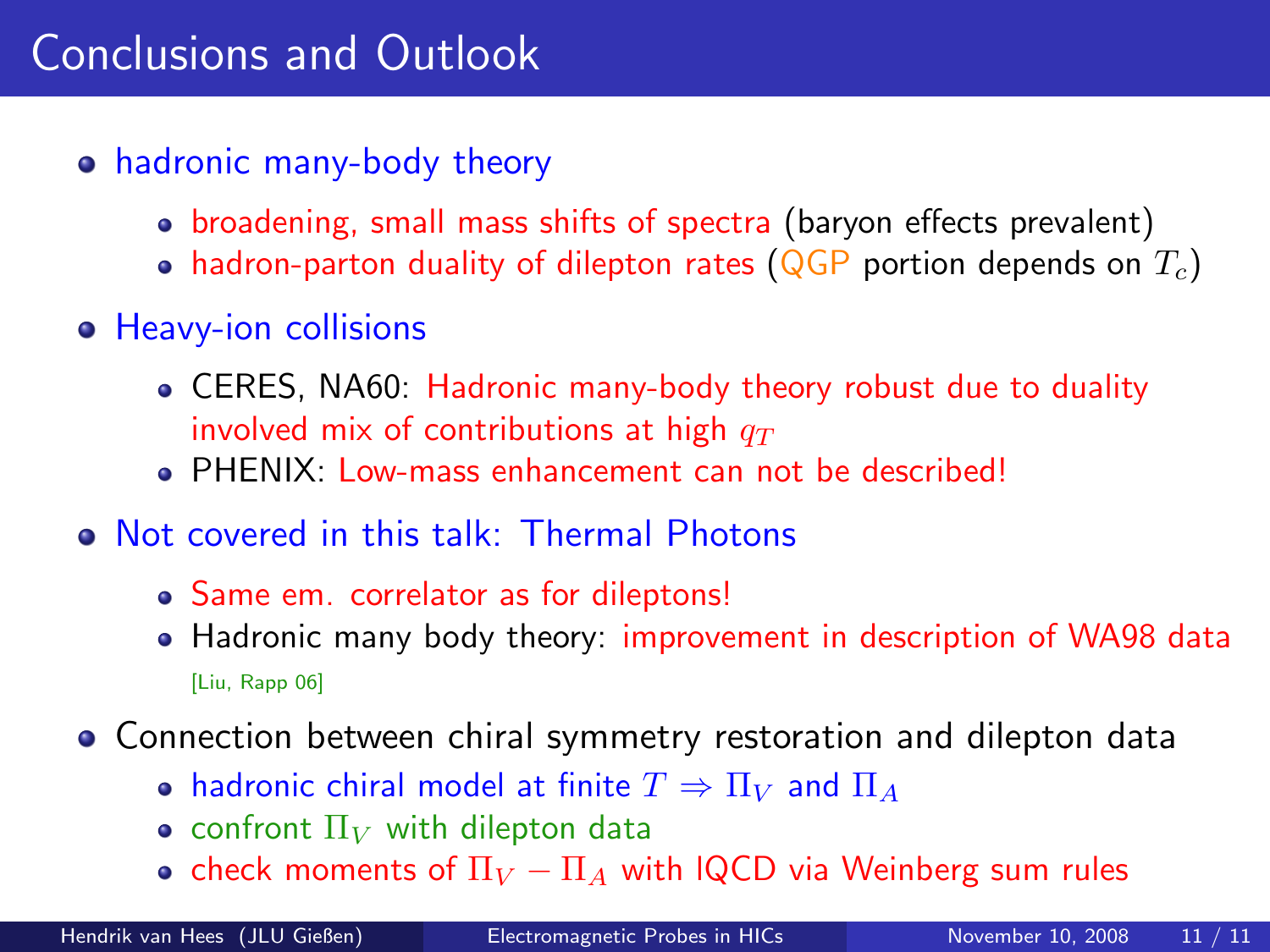# Conclusions and Outlook

- hadronic many-body theory
  - broadening, small mass shifts of spectra (baryon effects prevalent)
  - hadron-parton duality of dilepton rates (QGP portion depends on $T_c$)
- Heavy-ion collisions
  - CERES, NA60: Hadronic many-body theory robust due to duality involved mix of contributions at high $q_T$
  - PHENIX: Low-mass enhancement can not be described!
- Not covered in this talk: Thermal Photons
  - Same em. correlator as for dileptons!
  - Hadronic many body theory: improvement in description of WA98 data [Liu, Rapp 06]
- Connection between chiral symmetry restoration and dilepton data
  - hadronic chiral model at finite $T \Rightarrow \Pi_V$ and $\Pi_A$
  - confront $\Pi_V$ with dilepton data
  - check moments of $\Pi_V - \Pi_A$ with lQCD via Weinberg sum rules